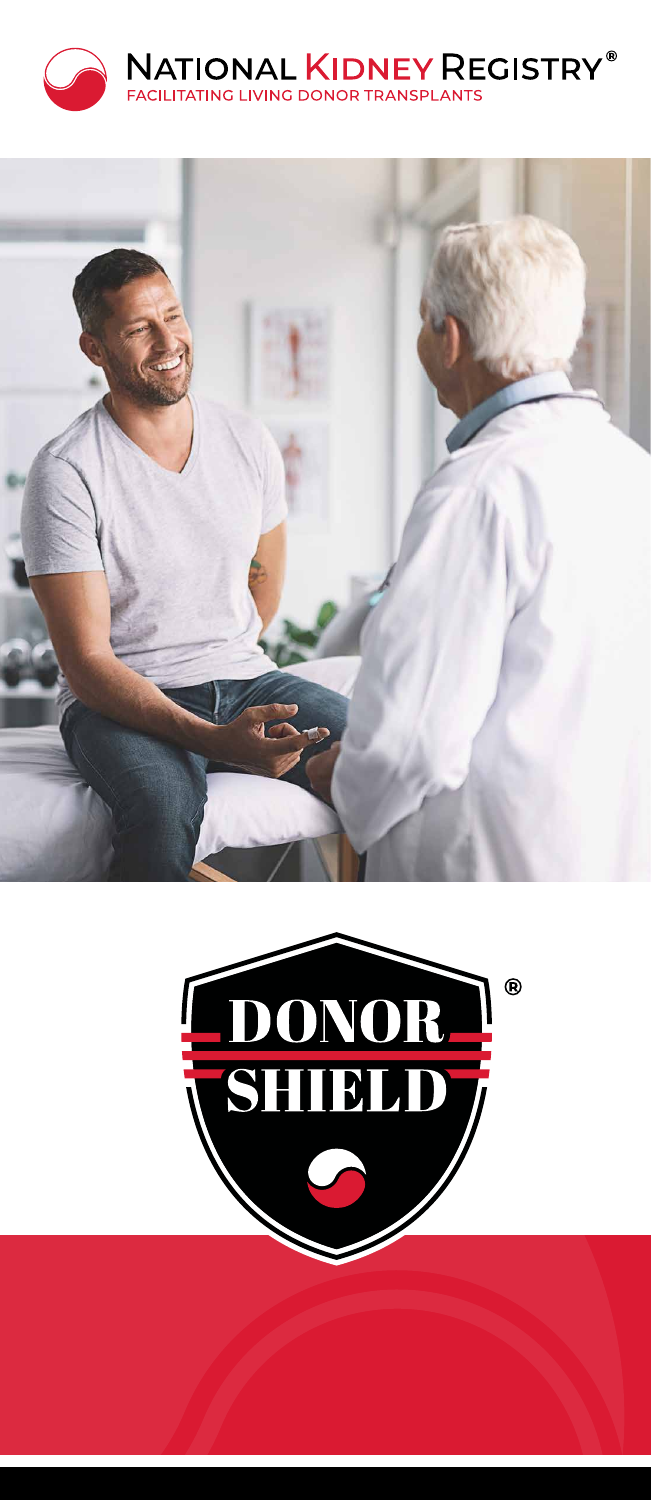# NATIONAL KIDNEY REGISTRY®

FACILITATING LIVING DONOR TRANSPLANTS

# DONOR SHIELD®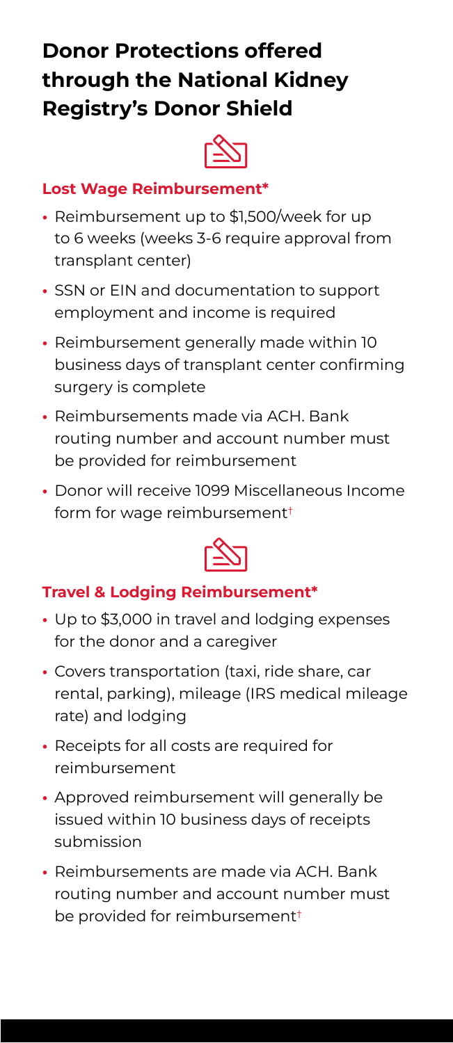# Donor Protections offered through the National Kidney Registry's Donor Shield

### Lost Wage Reimbursement*

- Reimbursement up to $1,500/week for up to 6 weeks (weeks 3-6 require approval from transplant center)
- SSN or EIN and documentation to support employment and income is required
- Reimbursement generally made within 10 business days of transplant center confirming surgery is complete
- Reimbursements made via ACH. Bank routing number and account number must be provided for reimbursement
- Donor will receive 1099 Miscellaneous Income form for wage reimbursement†

### Travel & Lodging Reimbursement*

- Up to $3,000 in travel and lodging expenses for the donor and a caregiver
- Covers transportation (taxi, ride share, car rental, parking), mileage (IRS medical mileage rate) and lodging
- Receipts for all costs are required for reimbursement
- Approved reimbursement will generally be issued within 10 business days of receipts submission
- Reimbursements are made via ACH. Bank routing number and account number must be provided for reimbursement†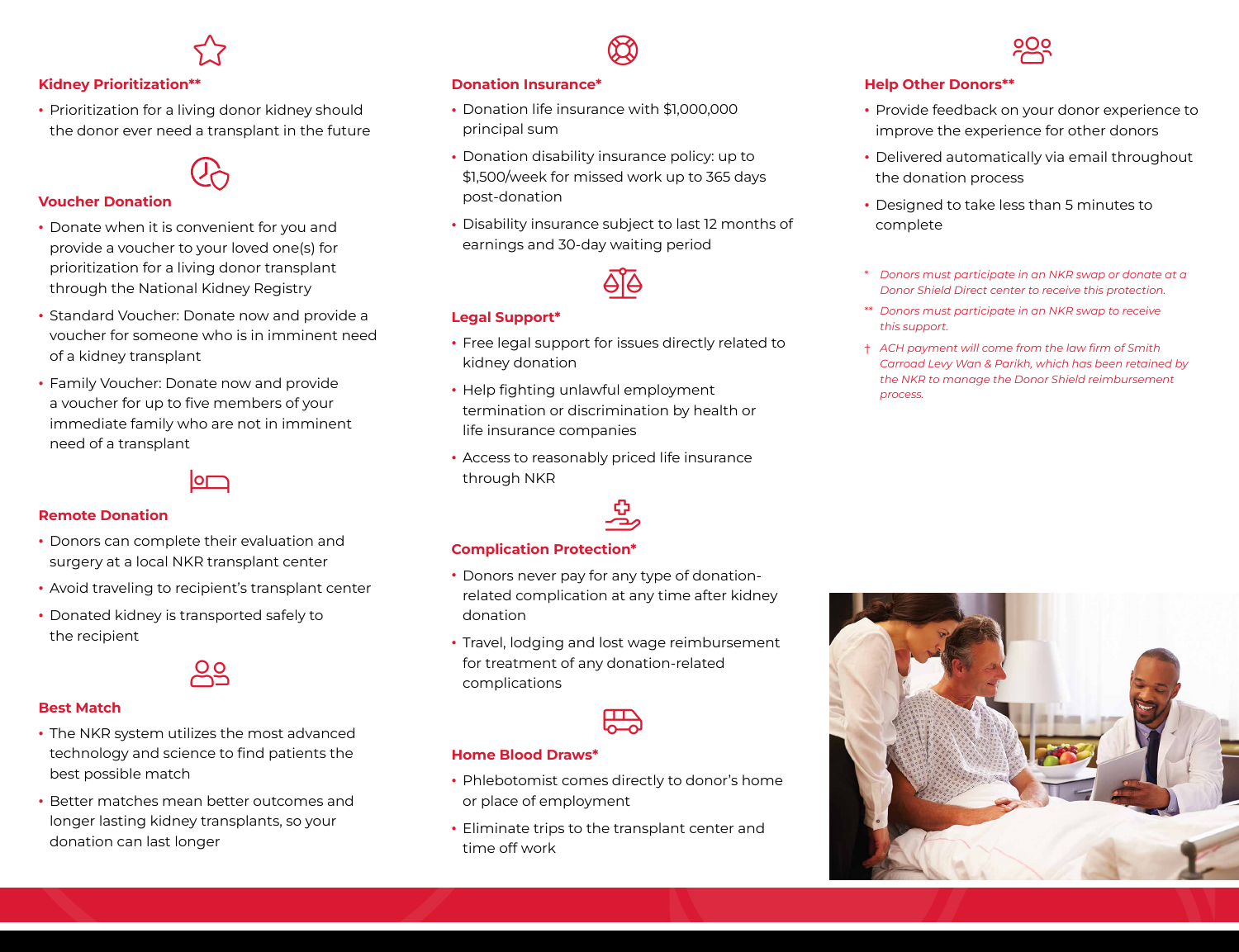## Kidney Prioritization**

- Prioritization for a living donor kidney should the donor ever need a transplant in the future

## Voucher Donation

- Donate when it is convenient for you and provide a voucher to your loved one(s) for prioritization for a living donor transplant through the National Kidney Registry
- Standard Voucher: Donate now and provide a voucher for someone who is in imminent need of a kidney transplant
- Family Voucher: Donate now and provide a voucher for up to five members of your immediate family who are not in imminent need of a transplant

## Remote Donation

- Donors can complete their evaluation and surgery at a local NKR transplant center
- Avoid traveling to recipient's transplant center
- Donated kidney is transported safely to the recipient

## Best Match

- The NKR system utilizes the most advanced technology and science to find patients the best possible match
- Better matches mean better outcomes and longer lasting kidney transplants, so your donation can last longer

## Donation Insurance*

- Donation life insurance with $1,000,000 principal sum
- Donation disability insurance policy: up to $1,500/week for missed work up to 365 days post-donation
- Disability insurance subject to last 12 months of earnings and 30-day waiting period

## Legal Support*

- Free legal support for issues directly related to kidney donation
- Help fighting unlawful employment termination or discrimination by health or life insurance companies
- Access to reasonably priced life insurance through NKR

## Complication Protection*

- Donors never pay for any type of donation-related complication at any time after kidney donation
- Travel, lodging and lost wage reimbursement for treatment of any donation-related complications

## Home Blood Draws*

- Phlebotomist comes directly to donor's home or place of employment
- Eliminate trips to the transplant center and time off work

## Help Other Donors**

- Provide feedback on your donor experience to improve the experience for other donors
- Delivered automatically via email throughout the donation process
- Designed to take less than 5 minutes to complete

\* *Donors must participate in an NKR swap or donate at a Donor Shield Direct center to receive this protection.*

** *Donors must participate in an NKR swap to receive this support.*

† *ACH payment will come from the law firm of Smith Carroad Levy Wan & Parikh, which has been retained by the NKR to manage the Donor Shield reimbursement process.*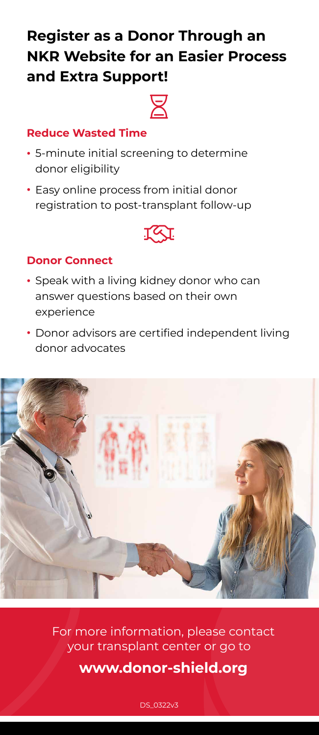# Register as a Donor Through an NKR Website for an Easier Process and Extra Support!

### Reduce Wasted Time

- 5-minute initial screening to determine donor eligibility
- Easy online process from initial donor registration to post-transplant follow-up

### Donor Connect

- Speak with a living kidney donor who can answer questions based on their own experience
- Donor advisors are certified independent living donor advocates

For more information, please contact your transplant center or go to

**www.donor-shield.org**

DS_0322v3